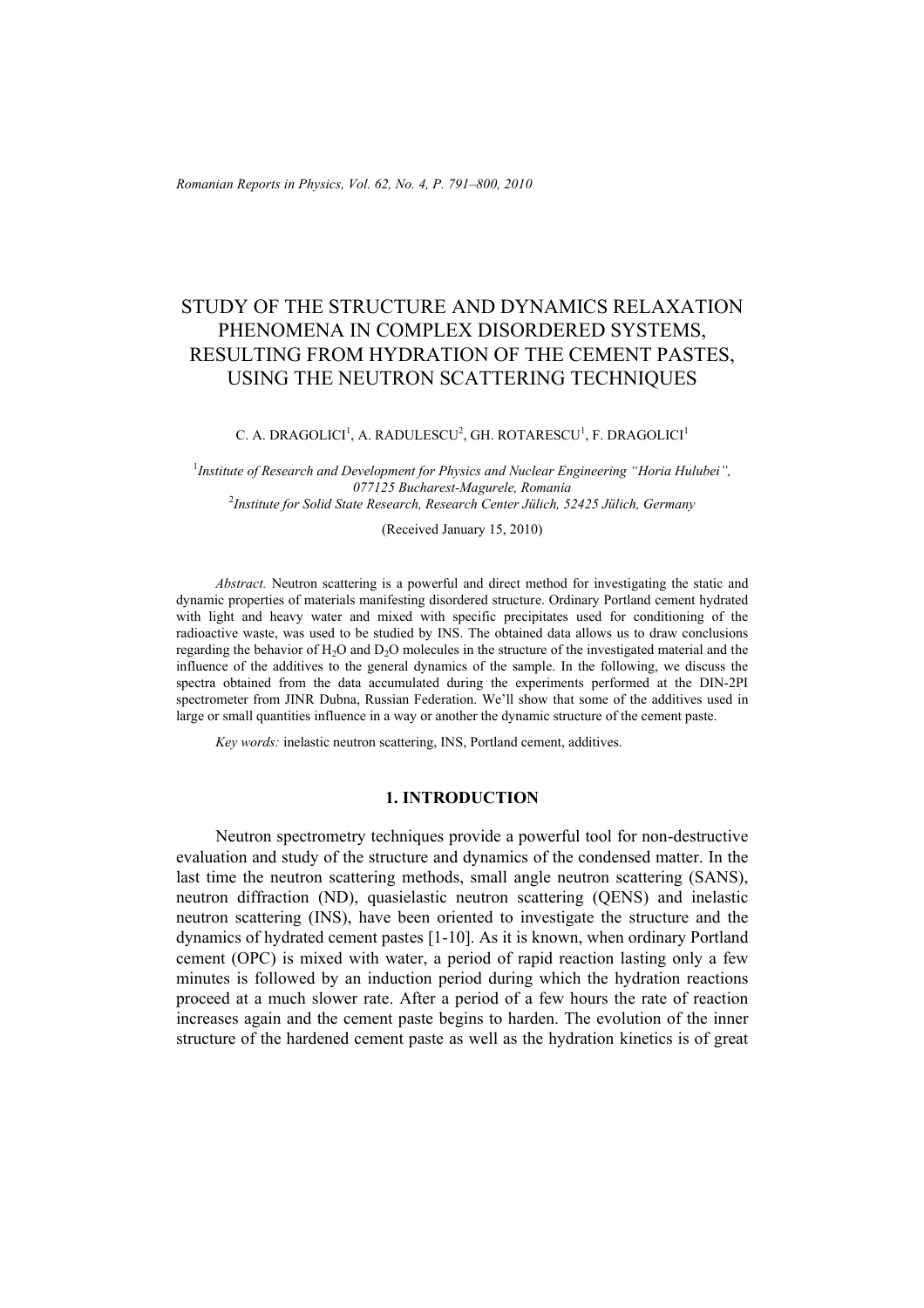# STUDY OF THE STRUCTURE AND DYNAMICS RELAXATION PHENOMENA IN COMPLEX DISORDERED SYSTEMS, RESULTING FROM HYDRATION OF THE CEMENT PASTES, USING THE NEUTRON SCATTERING TECHNIQUES

C. A. DRAGOLICI[1], A. RADULESCU[2], GH. ROTARESCU[1], F. DRAGOLICI[1]

[1]*Institute of Research and Development for Physics and Nuclear Engineering "Horia Hulubei", 077125 Bucharest-Magurele, Romania*
[2]*Institute for Solid State Research, Research Center Jülich, 52425 Jülich, Germany*

(Received January 15, 2010)

*Abstract.* Neutron scattering is a powerful and direct method for investigating the static and dynamic properties of materials manifesting disordered structure. Ordinary Portland cement hydrated with light and heavy water and mixed with specific precipitates used for conditioning of the radioactive waste, was used to be studied by INS. The obtained data allows us to draw conclusions regarding the behavior of $H_2O$ and $D_2O$ molecules in the structure of the investigated material and the influence of the additives to the general dynamics of the sample. In the following, we discuss the spectra obtained from the data accumulated during the experiments performed at the DIN-2PI spectrometer from JINR Dubna, Russian Federation. We'll show that some of the additives used in large or small quantities influence in a way or another the dynamic structure of the cement paste.

*Key words:* inelastic neutron scattering, INS, Portland cement, additives.

## 1. INTRODUCTION

Neutron spectrometry techniques provide a powerful tool for non-destructive evaluation and study of the structure and dynamics of the condensed matter. In the last time the neutron scattering methods, small angle neutron scattering (SANS), neutron diffraction (ND), quasielastic neutron scattering (QENS) and inelastic neutron scattering (INS), have been oriented to investigate the structure and the dynamics of hydrated cement pastes [1-10]. As it is known, when ordinary Portland cement (OPC) is mixed with water, a period of rapid reaction lasting only a few minutes is followed by an induction period during which the hydration reactions proceed at a much slower rate. After a period of a few hours the rate of reaction increases again and the cement paste begins to harden. The evolution of the inner structure of the hardened cement paste as well as the hydration kinetics is of great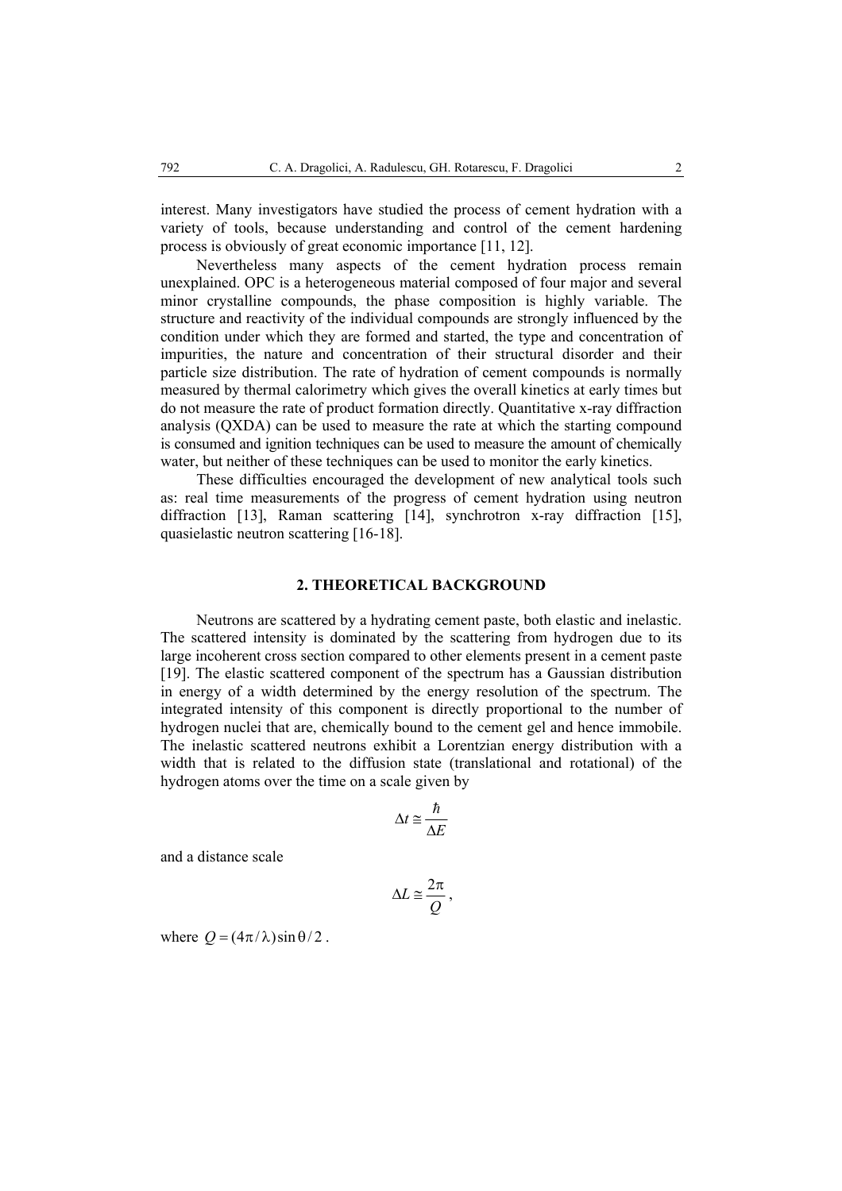interest. Many investigators have studied the process of cement hydration with a variety of tools, because understanding and control of the cement hardening process is obviously of great economic importance [11, 12].

Nevertheless many aspects of the cement hydration process remain unexplained. OPC is a heterogeneous material composed of four major and several minor crystalline compounds, the phase composition is highly variable. The structure and reactivity of the individual compounds are strongly influenced by the condition under which they are formed and started, the type and concentration of impurities, the nature and concentration of their structural disorder and their particle size distribution. The rate of hydration of cement compounds is normally measured by thermal calorimetry which gives the overall kinetics at early times but do not measure the rate of product formation directly. Quantitative x-ray diffraction analysis (QXDA) can be used to measure the rate at which the starting compound is consumed and ignition techniques can be used to measure the amount of chemically water, but neither of these techniques can be used to monitor the early kinetics.

These difficulties encouraged the development of new analytical tools such as: real time measurements of the progress of cement hydration using neutron diffraction [13], Raman scattering [14], synchrotron x-ray diffraction [15], quasielastic neutron scattering [16-18].

## 2. THEORETICAL BACKGROUND

Neutrons are scattered by a hydrating cement paste, both elastic and inelastic. The scattered intensity is dominated by the scattering from hydrogen due to its large incoherent cross section compared to other elements present in a cement paste [19]. The elastic scattered component of the spectrum has a Gaussian distribution in energy of a width determined by the energy resolution of the spectrum. The integrated intensity of this component is directly proportional to the number of hydrogen nuclei that are, chemically bound to the cement gel and hence immobile. The inelastic scattered neutrons exhibit a Lorentzian energy distribution with a width that is related to the diffusion state (translational and rotational) of the hydrogen atoms over the time on a scale given by

$$\Delta t \cong \frac{\hbar}{\Delta E}$$

and a distance scale

$$\Delta L \cong \frac{2\pi}{Q},$$

where $Q = (4\pi/\lambda)\sin\theta/2$.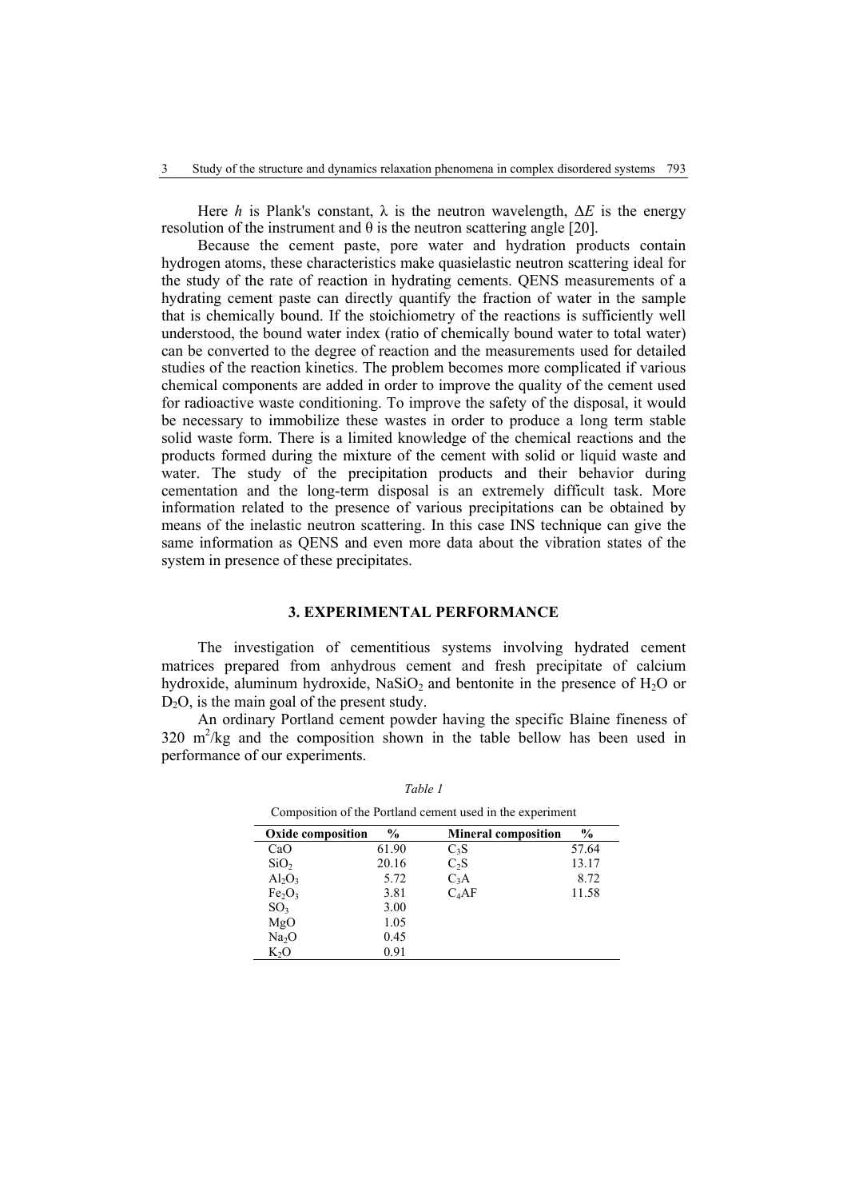Here $h$ is Plank's constant, $\lambda$ is the neutron wavelength, $\Delta E$ is the energy resolution of the instrument and $\theta$ is the neutron scattering angle [20].

Because the cement paste, pore water and hydration products contain hydrogen atoms, these characteristics make quasielastic neutron scattering ideal for the study of the rate of reaction in hydrating cements. QENS measurements of a hydrating cement paste can directly quantify the fraction of water in the sample that is chemically bound. If the stoichiometry of the reactions is sufficiently well understood, the bound water index (ratio of chemically bound water to total water) can be converted to the degree of reaction and the measurements used for detailed studies of the reaction kinetics. The problem becomes more complicated if various chemical components are added in order to improve the quality of the cement used for radioactive waste conditioning. To improve the safety of the disposal, it would be necessary to immobilize these wastes in order to produce a long term stable solid waste form. There is a limited knowledge of the chemical reactions and the products formed during the mixture of the cement with solid or liquid waste and water. The study of the precipitation products and their behavior during cementation and the long-term disposal is an extremely difficult task. More information related to the presence of various precipitations can be obtained by means of the inelastic neutron scattering. In this case INS technique can give the same information as QENS and even more data about the vibration states of the system in presence of these precipitates.

## 3. EXPERIMENTAL PERFORMANCE

The investigation of cementitious systems involving hydrated cement matrices prepared from anhydrous cement and fresh precipitate of calcium hydroxide, aluminum hydroxide, $NaSiO_2$ and bentonite in the presence of $H_2O$ or $D_2O$, is the main goal of the present study.

An ordinary Portland cement powder having the specific Blaine fineness of 320 $m^2$/kg and the composition shown in the table bellow has been used in performance of our experiments.

*Table 1*

Composition of the Portland cement used in the experiment

| **Oxide composition** | **%** | **Mineral composition** | **%** |
|---|---|---|---|
| $CaO$ | 61.90 | $C_3S$ | 57.64 |
| $SiO_2$ | 20.16 | $C_2S$ | 13.17 |
| $Al_2O_3$ | 5.72 | $C_3A$ | 8.72 |
| $Fe_2O_3$ | 3.81 | $C_4AF$ | 11.58 |
| $SO_3$ | 3.00 | | |
| $MgO$ | 1.05 | | |
| $Na_2O$ | 0.45 | | |
| $K_2O$ | 0.91 | | |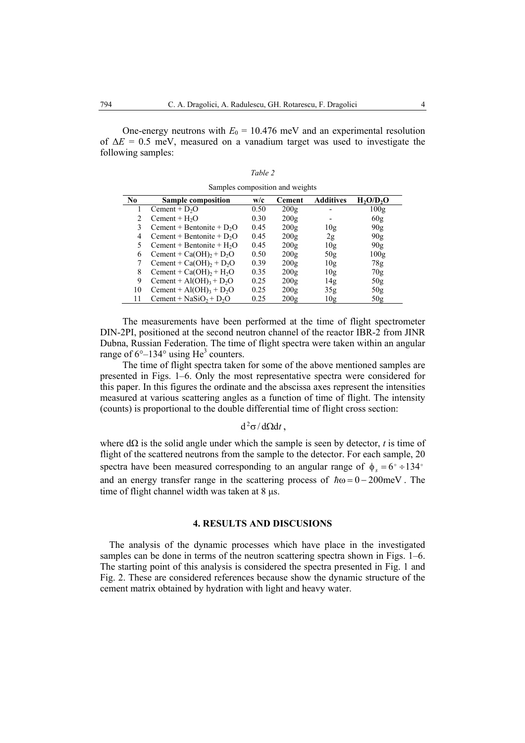One-energy neutrons with $E_0 = 10.476$ meV and an experimental resolution of $\Delta E = 0.5$ meV, measured on a vanadium target was used to investigate the following samples:

*Table 2*

Samples composition and weights

| No | Sample composition | w/c | Cement | Additives | $H_2O/D_2O$ |
|---|---|---|---|---|---|
| 1 | Cement + $D_2O$ | 0.50 | 200g | - | 100g |
| 2 | Cement + $H_2O$ | 0.30 | 200g | - | 60g |
| 3 | Cement + Bentonite + $D_2O$ | 0.45 | 200g | 10g | 90g |
| 4 | Cement + Bentonite + $D_2O$ | 0.45 | 200g | 2g | 90g |
| 5 | Cement + Bentonite + $H_2O$ | 0.45 | 200g | 10g | 90g |
| 6 | Cement + $Ca(OH)_2$ + $D_2O$ | 0.50 | 200g | 50g | 100g |
| 7 | Cement + $Ca(OH)_2$ + $D_2O$ | 0.39 | 200g | 10g | 78g |
| 8 | Cement + $Ca(OH)_2$ + $H_2O$ | 0.35 | 200g | 10g | 70g |
| 9 | Cement + $Al(OH)_3$ + $D_2O$ | 0.25 | 200g | 14g | 50g |
| 10 | Cement + $Al(OH)_3$ + $D_2O$ | 0.25 | 200g | 35g | 50g |
| 11 | Cement + $NaSiO_2$ + $D_2O$ | 0.25 | 200g | 10g | 50g |

The measurements have been performed at the time of flight spectrometer DIN-2PI, positioned at the second neutron channel of the reactor IBR-2 from JINR Dubna, Russian Federation. The time of flight spectra were taken within an angular range of 6°–134° using $He^3$ counters.

The time of flight spectra taken for some of the above mentioned samples are presented in Figs. 1–6. Only the most representative spectra were considered for this paper. In this figures the ordinate and the abscissa axes represent the intensities measured at various scattering angles as a function of time of flight. The intensity (counts) is proportional to the double differential time of flight cross section:

$$\mathrm{d}^2\sigma / \mathrm{d}\Omega \mathrm{d}t ,$$

where $\mathrm{d}\Omega$ is the solid angle under which the sample is seen by detector, $t$ is time of flight of the scattered neutrons from the sample to the detector. For each sample, 20 spectra have been measured corresponding to an angular range of $\phi_s = 6^\circ \div 134^\circ$ and an energy transfer range in the scattering process of $\hbar\omega = 0 - 200\,\mathrm{meV}$. The time of flight channel width was taken at 8 μs.

## 4. RESULTS AND DISCUSIONS

The analysis of the dynamic processes which have place in the investigated samples can be done in terms of the neutron scattering spectra shown in Figs. 1–6. The starting point of this analysis is considered the spectra presented in Fig. 1 and Fig. 2. These are considered references because show the dynamic structure of the cement matrix obtained by hydration with light and heavy water.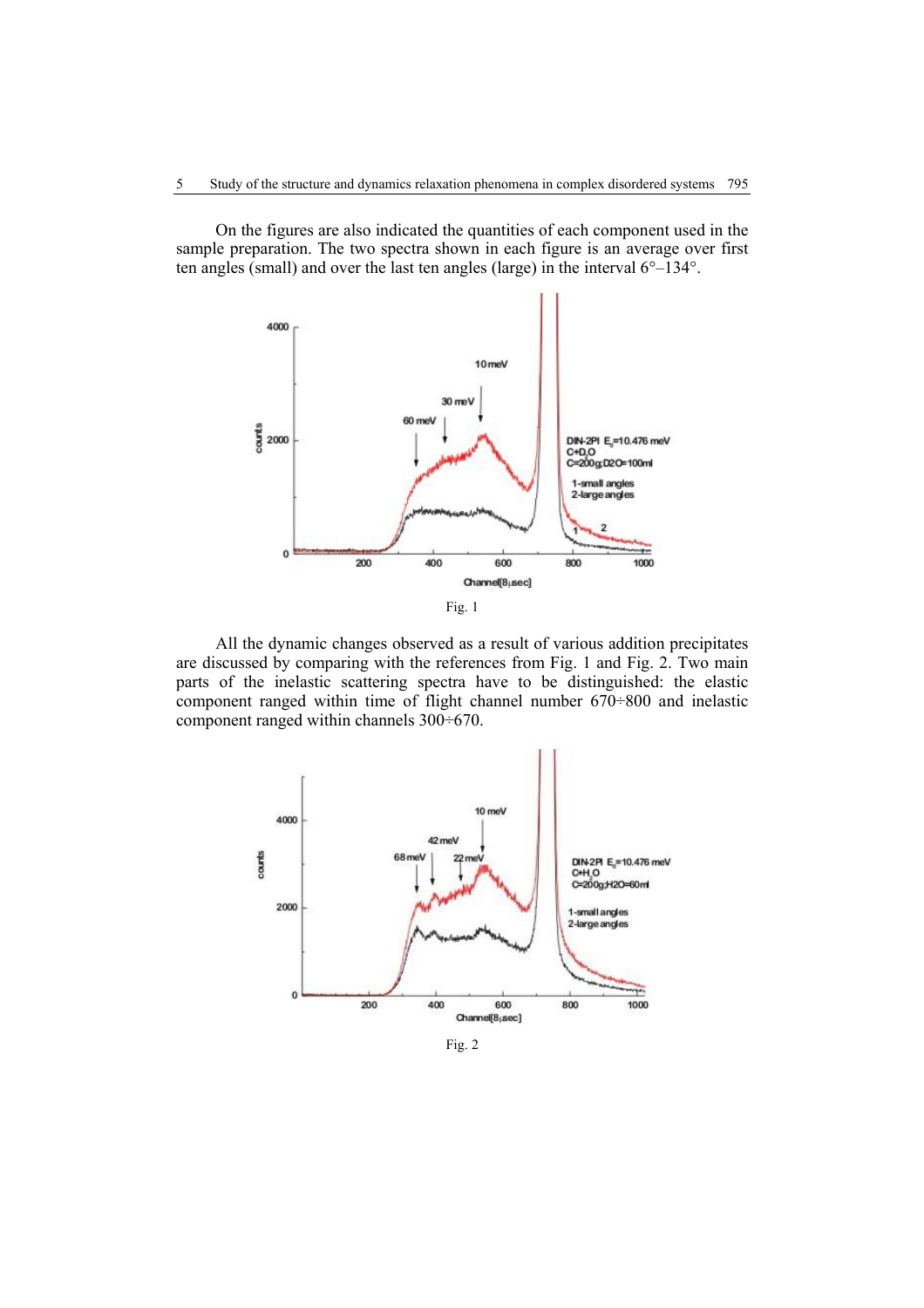On the figures are also indicated the quantities of each component used in the sample preparation. The two spectra shown in each figure is an average over first ten angles (small) and over the last ten angles (large) in the interval 6°–134°.

Fig. 1

All the dynamic changes observed as a result of various addition precipitates are discussed by comparing with the references from Fig. 1 and Fig. 2. Two main parts of the inelastic scattering spectra have to be distinguished: the elastic component ranged within time of flight channel number 670÷800 and inelastic component ranged within channels 300÷670.

Fig. 2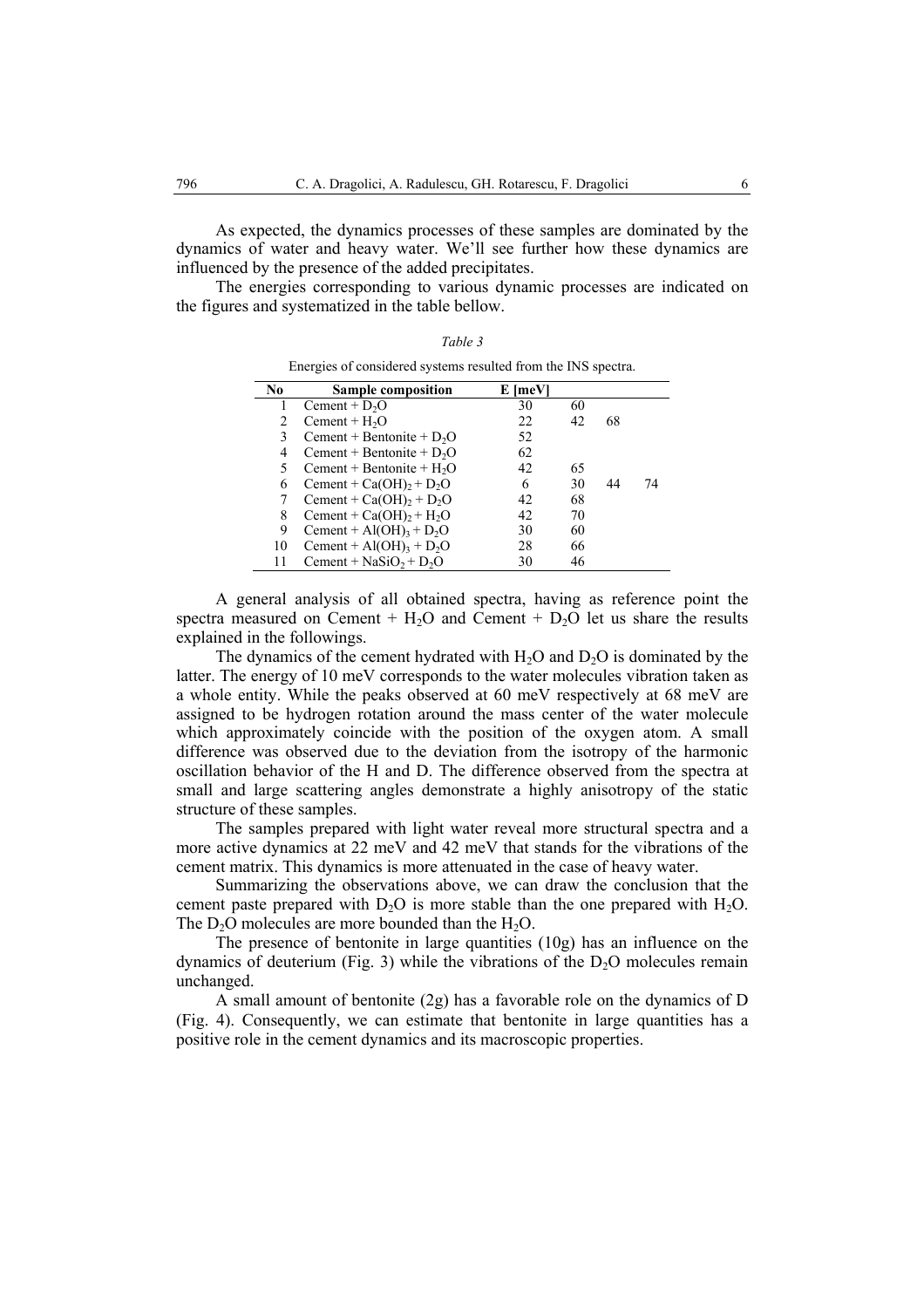As expected, the dynamics processes of these samples are dominated by the dynamics of water and heavy water. We'll see further how these dynamics are influenced by the presence of the added precipitates.

The energies corresponding to various dynamic processes are indicated on the figures and systematized in the table bellow.

*Table 3*

Energies of considered systems resulted from the INS spectra.

| No | Sample composition | E [meV] | | | |
|---|---|---|---|---|---|
| 1 | Cement + $D_2O$ | 30 | 60 | | |
| 2 | Cement + $H_2O$ | 22 | 42 | 68 | |
| 3 | Cement + Bentonite + $D_2O$ | 52 | | | |
| 4 | Cement + Bentonite + $D_2O$ | 62 | | | |
| 5 | Cement + Bentonite + $H_2O$ | 42 | 65 | | |
| 6 | Cement + $Ca(OH)_2$ + $D_2O$ | 6 | 30 | 44 | 74 |
| 7 | Cement + $Ca(OH)_2$ + $D_2O$ | 42 | 68 | | |
| 8 | Cement + $Ca(OH)_2$ + $H_2O$ | 42 | 70 | | |
| 9 | Cement + $Al(OH)_3$ + $D_2O$ | 30 | 60 | | |
| 10 | Cement + $Al(OH)_3$ + $D_2O$ | 28 | 66 | | |
| 11 | Cement + $NaSiO_2$ + $D_2O$ | 30 | 46 | | |

A general analysis of all obtained spectra, having as reference point the spectra measured on Cement + $H_2O$ and Cement + $D_2O$ let us share the results explained in the followings.

The dynamics of the cement hydrated with $H_2O$ and $D_2O$ is dominated by the latter. The energy of 10 meV corresponds to the water molecules vibration taken as a whole entity. While the peaks observed at 60 meV respectively at 68 meV are assigned to be hydrogen rotation around the mass center of the water molecule which approximately coincide with the position of the oxygen atom. A small difference was observed due to the deviation from the isotropy of the harmonic oscillation behavior of the H and D. The difference observed from the spectra at small and large scattering angles demonstrate a highly anisotropy of the static structure of these samples.

The samples prepared with light water reveal more structural spectra and a more active dynamics at 22 meV and 42 meV that stands for the vibrations of the cement matrix. This dynamics is more attenuated in the case of heavy water.

Summarizing the observations above, we can draw the conclusion that the cement paste prepared with $D_2O$ is more stable than the one prepared with $H_2O$. The $D_2O$ molecules are more bounded than the $H_2O$.

The presence of bentonite in large quantities (10g) has an influence on the dynamics of deuterium (Fig. 3) while the vibrations of the $D_2O$ molecules remain unchanged.

A small amount of bentonite (2g) has a favorable role on the dynamics of D (Fig. 4). Consequently, we can estimate that bentonite in large quantities has a positive role in the cement dynamics and its macroscopic properties.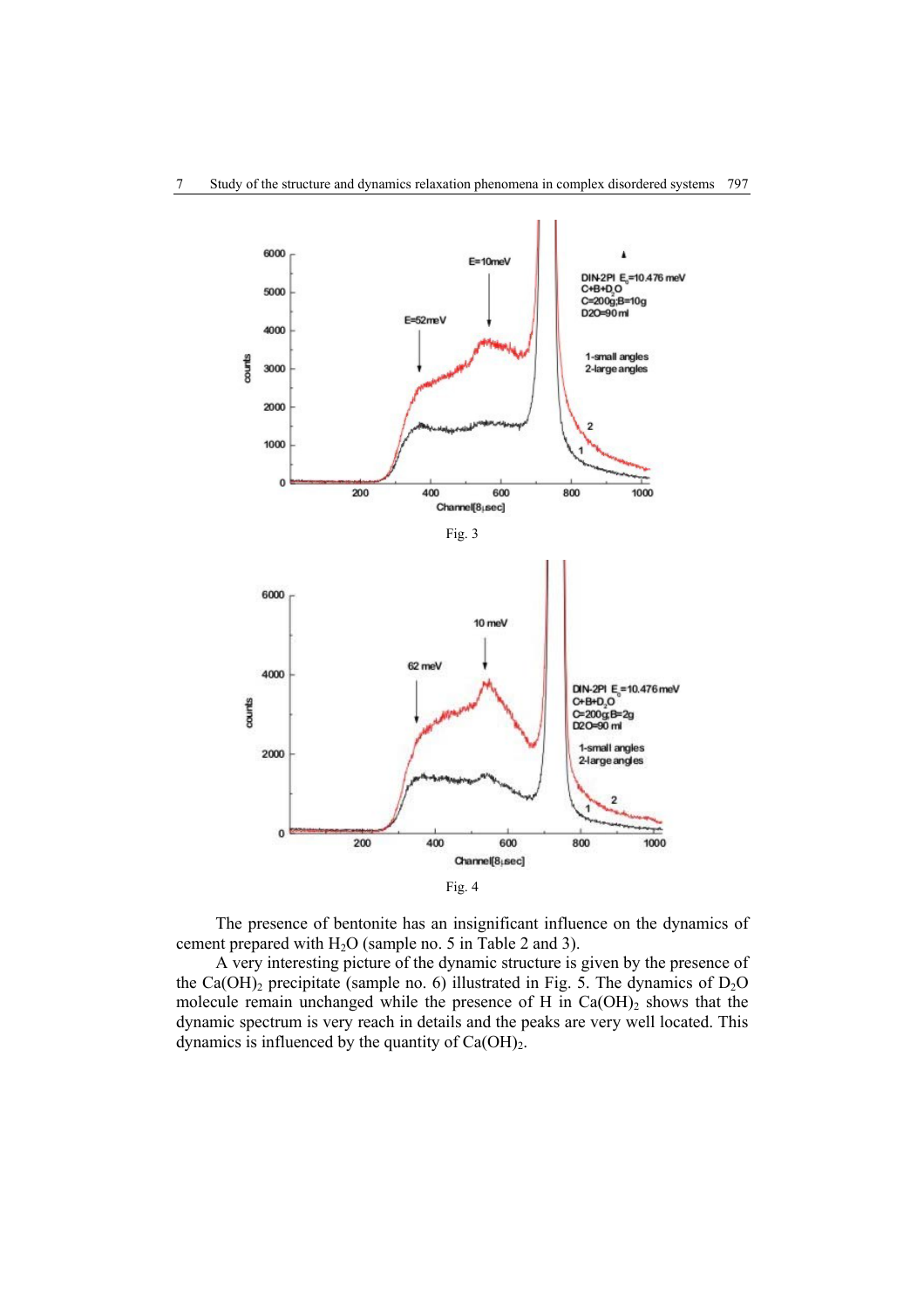Fig. 3

Fig. 4

The presence of bentonite has an insignificant influence on the dynamics of cement prepared with $H_2O$ (sample no. 5 in Table 2 and 3).

A very interesting picture of the dynamic structure is given by the presence of the $Ca(OH)_2$ precipitate (sample no. 6) illustrated in Fig. 5. The dynamics of $D_2O$ molecule remain unchanged while the presence of H in $Ca(OH)_2$ shows that the dynamic spectrum is very reach in details and the peaks are very well located. This dynamics is influenced by the quantity of $Ca(OH)_2$.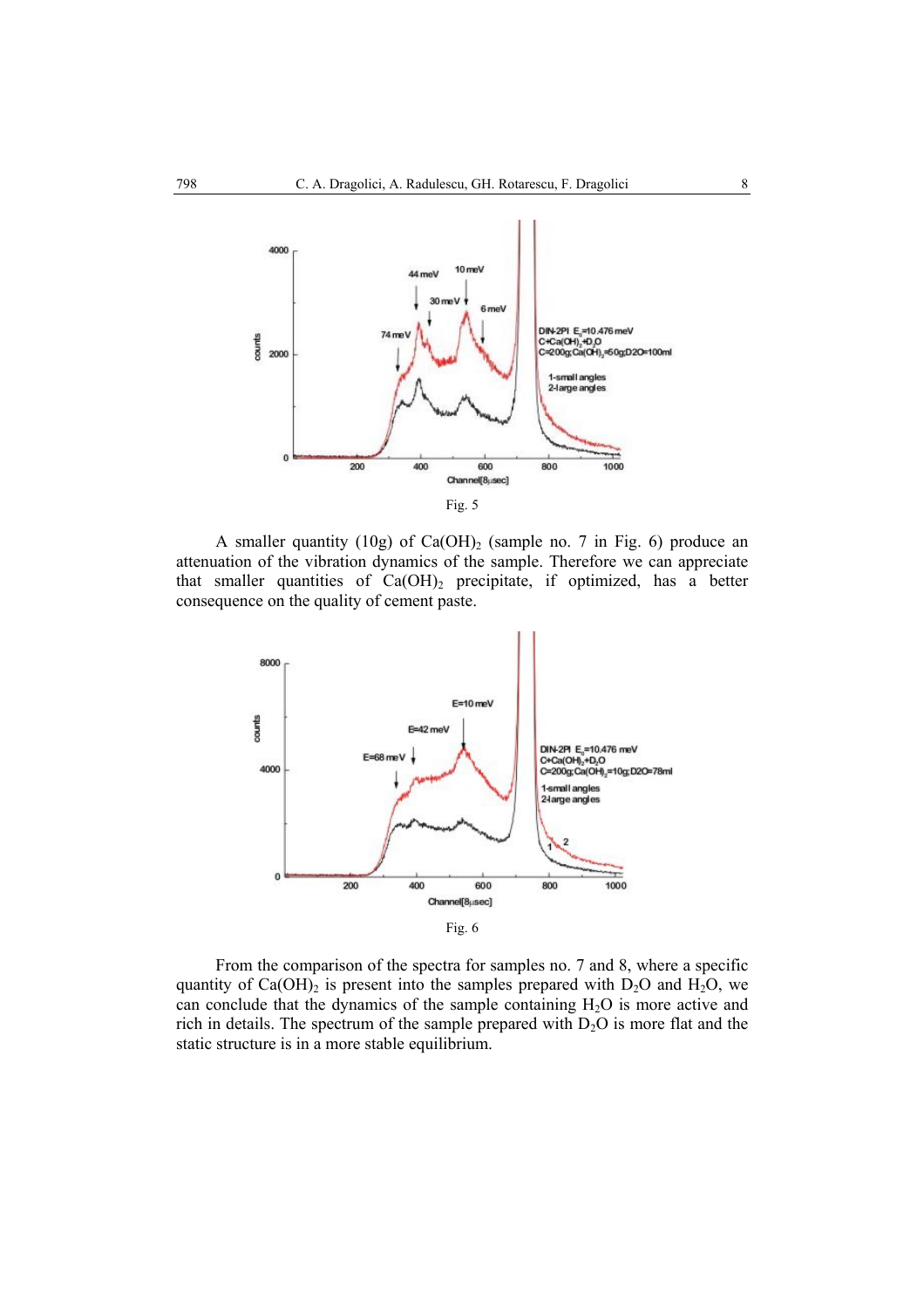Fig. 5

A smaller quantity (10g) of $Ca(OH)_2$ (sample no. 7 in Fig. 6) produce an attenuation of the vibration dynamics of the sample. Therefore we can appreciate that smaller quantities of $Ca(OH)_2$ precipitate, if optimized, has a better consequence on the quality of cement paste.

Fig. 6

From the comparison of the spectra for samples no. 7 and 8, where a specific quantity of $Ca(OH)_2$ is present into the samples prepared with $D_2O$ and $H_2O$, we can conclude that the dynamics of the sample containing $H_2O$ is more active and rich in details. The spectrum of the sample prepared with $D_2O$ is more flat and the static structure is in a more stable equilibrium.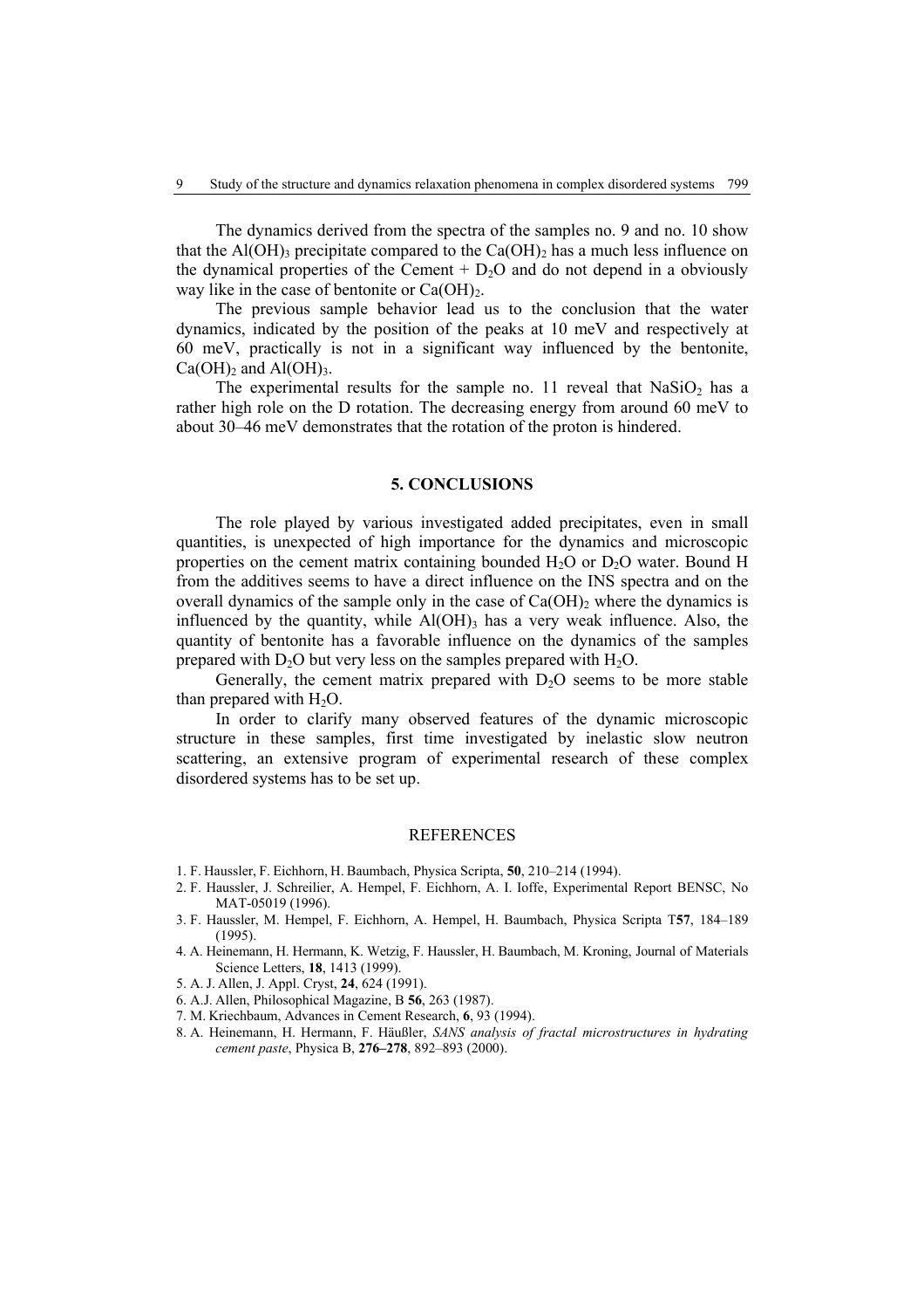The dynamics derived from the spectra of the samples no. 9 and no. 10 show that the $Al(OH)_3$ precipitate compared to the $Ca(OH)_2$ has a much less influence on the dynamical properties of the Cement + $D_2O$ and do not depend in a obviously way like in the case of bentonite or $Ca(OH)_2$.

The previous sample behavior lead us to the conclusion that the water dynamics, indicated by the position of the peaks at 10 meV and respectively at 60 meV, practically is not in a significant way influenced by the bentonite, $Ca(OH)_2$ and $Al(OH)_3$.

The experimental results for the sample no. 11 reveal that $NaSiO_2$ has a rather high role on the D rotation. The decreasing energy from around 60 meV to about 30–46 meV demonstrates that the rotation of the proton is hindered.

## 5. CONCLUSIONS

The role played by various investigated added precipitates, even in small quantities, is unexpected of high importance for the dynamics and microscopic properties on the cement matrix containing bounded $H_2O$ or $D_2O$ water. Bound H from the additives seems to have a direct influence on the INS spectra and on the overall dynamics of the sample only in the case of $Ca(OH)_2$ where the dynamics is influenced by the quantity, while $Al(OH)_3$ has a very weak influence. Also, the quantity of bentonite has a favorable influence on the dynamics of the samples prepared with $D_2O$ but very less on the samples prepared with $H_2O$.

Generally, the cement matrix prepared with $D_2O$ seems to be more stable than prepared with $H_2O$.

In order to clarify many observed features of the dynamic microscopic structure in these samples, first time investigated by inelastic slow neutron scattering, an extensive program of experimental research of these complex disordered systems has to be set up.

## REFERENCES

1. F. Haussler, F. Eichhorn, H. Baumbach, Physica Scripta, **50**, 210–214 (1994).
2. F. Haussler, J. Schreilier, A. Hempel, F. Eichhorn, A. I. Ioffe, Experimental Report BENSC, No MAT-05019 (1996).
3. F. Haussler, M. Hempel, F. Eichhorn, A. Hempel, H. Baumbach, Physica Scripta T**57**, 184–189 (1995).
4. A. Heinemann, H. Hermann, K. Wetzig, F. Haussler, H. Baumbach, M. Kroning, Journal of Materials Science Letters, **18**, 1413 (1999).
5. A. J. Allen, J. Appl. Cryst, **24**, 624 (1991).
6. A.J. Allen, Philosophical Magazine, B **56**, 263 (1987).
7. M. Kriechbaum, Advances in Cement Research, **6**, 93 (1994).
8. A. Heinemann, H. Hermann, F. Häußler, *SANS analysis of fractal microstructures in hydrating cement paste*, Physica B, **276–278**, 892–893 (2000).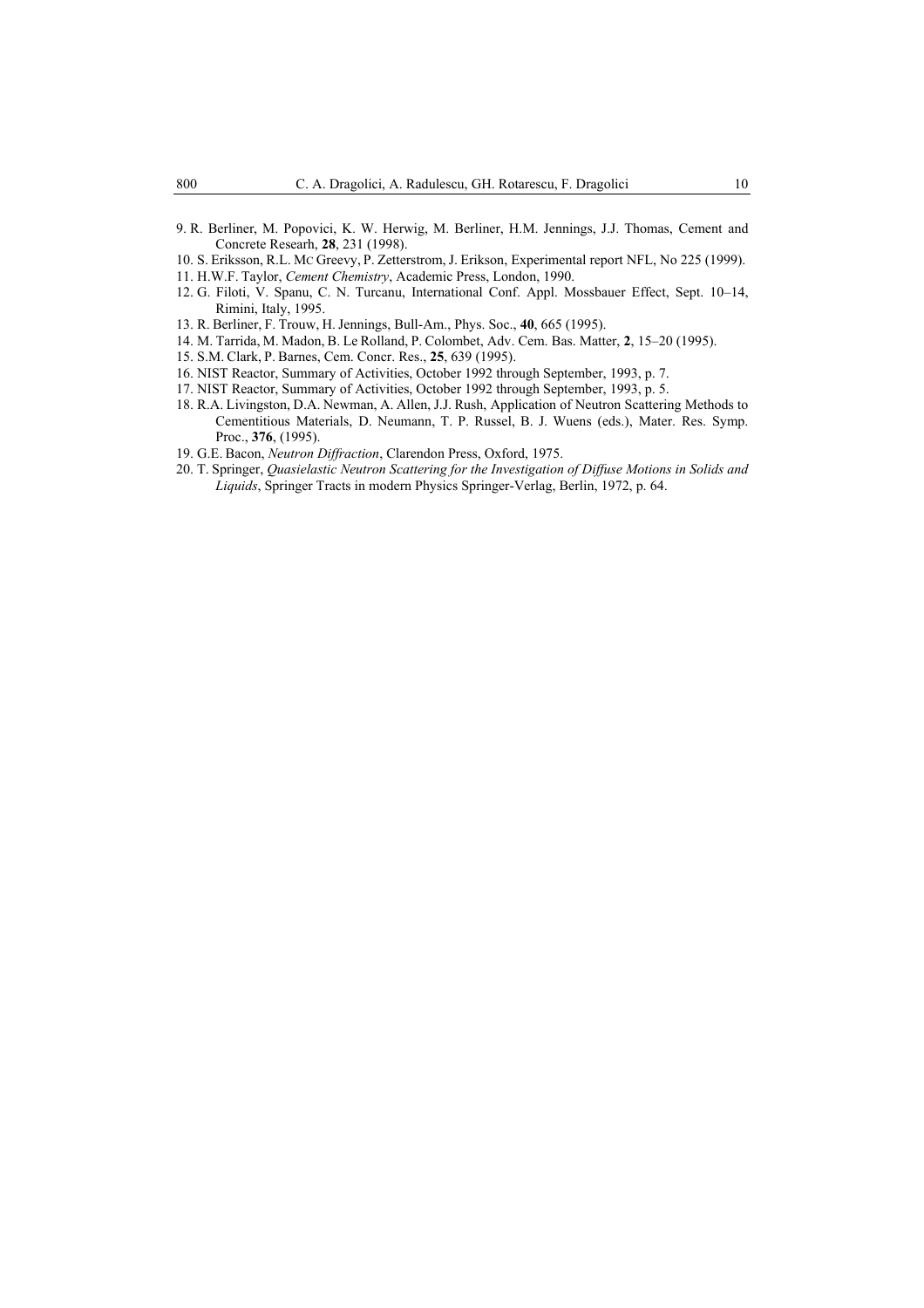9. R. Berliner, M. Popovici, K. W. Herwig, M. Berliner, H.M. Jennings, J.J. Thomas, Cement and Concrete Researh, **28**, 231 (1998).
10. S. Eriksson, R.L. Mc Greevy, P. Zetterstrom, J. Erikson, Experimental report NFL, No 225 (1999).
11. H.W.F. Taylor, *Cement Chemistry*, Academic Press, London, 1990.
12. G. Filoti, V. Spanu, C. N. Turcanu, International Conf. Appl. Mossbauer Effect, Sept. 10–14, Rimini, Italy, 1995.
13. R. Berliner, F. Trouw, H. Jennings, Bull-Am., Phys. Soc., **40**, 665 (1995).
14. M. Tarrida, M. Madon, B. Le Rolland, P. Colombet, Adv. Cem. Bas. Matter, **2**, 15–20 (1995).
15. S.M. Clark, P. Barnes, Cem. Concr. Res., **25**, 639 (1995).
16. NIST Reactor, Summary of Activities, October 1992 through September, 1993, p. 7.
17. NIST Reactor, Summary of Activities, October 1992 through September, 1993, p. 5.
18. R.A. Livingston, D.A. Newman, A. Allen, J.J. Rush, Application of Neutron Scattering Methods to Cementitious Materials, D. Neumann, T. P. Russel, B. J. Wuens (eds.), Mater. Res. Symp. Proc., **376**, (1995).
19. G.E. Bacon, *Neutron Diffraction*, Clarendon Press, Oxford, 1975.
20. T. Springer, *Quasielastic Neutron Scattering for the Investigation of Diffuse Motions in Solids and Liquids*, Springer Tracts in modern Physics Springer-Verlag, Berlin, 1972, p. 64.